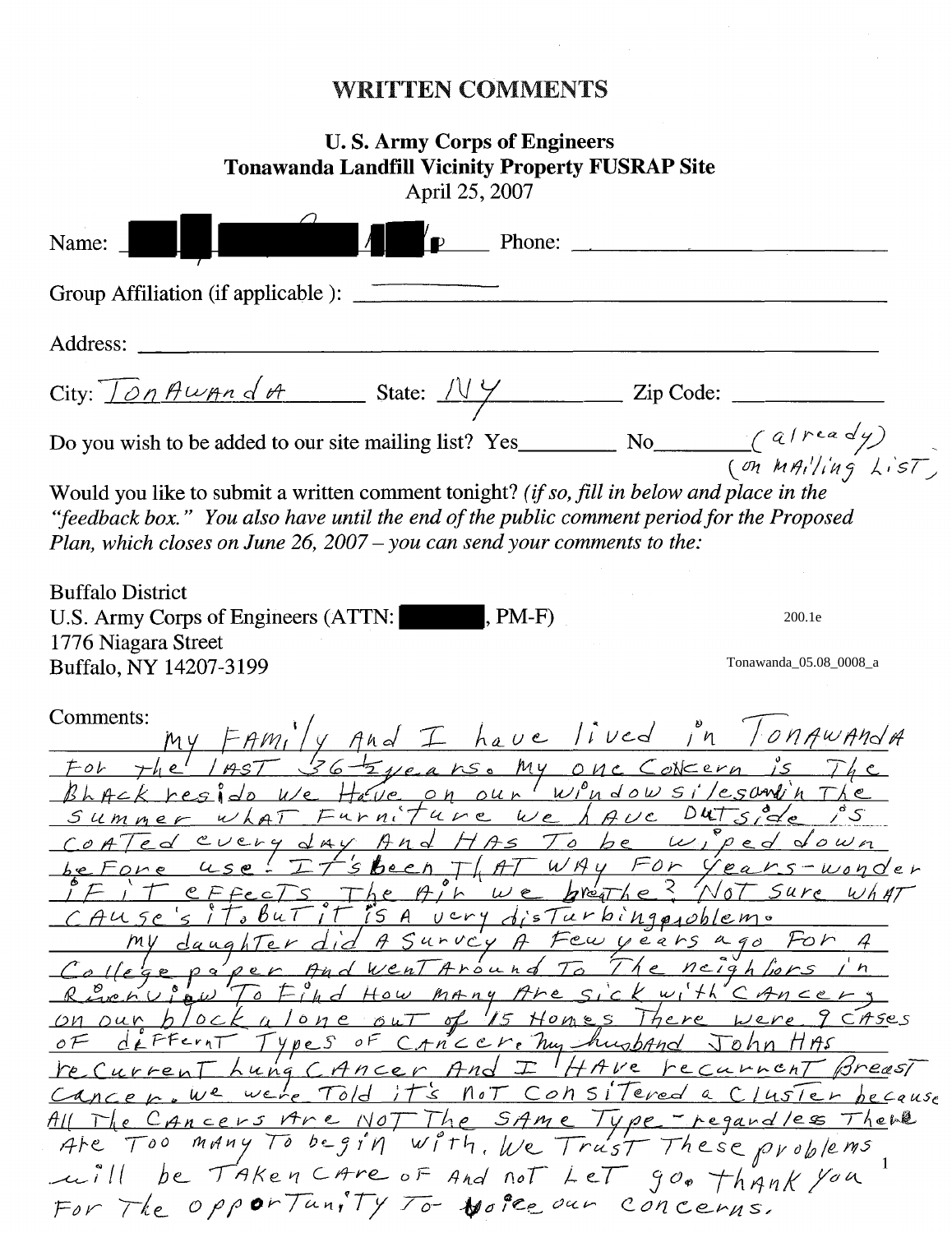# WRITTEN COMMENTS

## U. S. Army Corps of Engineers
## Tonawanda Landfill Vicinity Property FUSRAP Site

April 25, 2007

Name: ████ ████████ ██ Phone: ______________

Group Affiliation (if applicable ): ______________

Address: ______________

City: Tonawanda State: NY Zip Code: ______________

Do you wish to be added to our site mailing list? Yes________ No________ (already on mailing list)

Would you like to submit a written comment tonight? *(if so, fill in below and place in the "feedback box." You also have until the end of the public comment period for the Proposed Plan, which closes on June 26, 2007 – you can send your comments to the:*

Buffalo District
U.S. Army Corps of Engineers (ATTN: ████, PM-F)
1776 Niagara Street
Buffalo, NY 14207-3199

200.1e

Tonawanda_05.08_0008_a

Comments:

My Family And I have lived in Tonawanda For the last 36½ years. My one Concern is The Black resido we Have on our window silesand in The summer what Furniture we have outside is coated every day And Has To be wiped down before use. It's been that way For years - wonder if it effects The Air we breathe? Not sure what cause's it but it is a very disturbing problem.

My daughter did a survey a Few years ago For a College paper And went Around To The neighbors in Riverview To Find How many Are sick with Cancer; on our block alone out of 15 Homes There were 9 cases of different Types of Cancer. My husband John Has recurrent Lung Cancer And I Have recurrent Breast Cancer. We were Told it's not considered a cluster because All The Cancers Are NOT The same type - regardless There Are Too many To begin with. We Trust These problems will be Taken Care of And not Let go. Thank you For The opportunity To voice our concerns.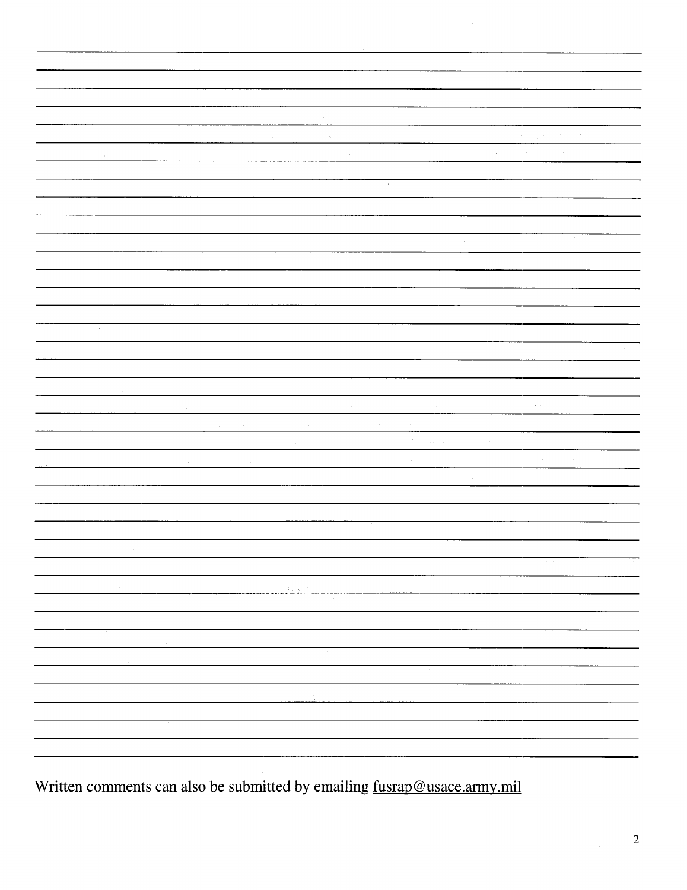Written comments can also be submitted by emailing fusrap@usace.army.mil